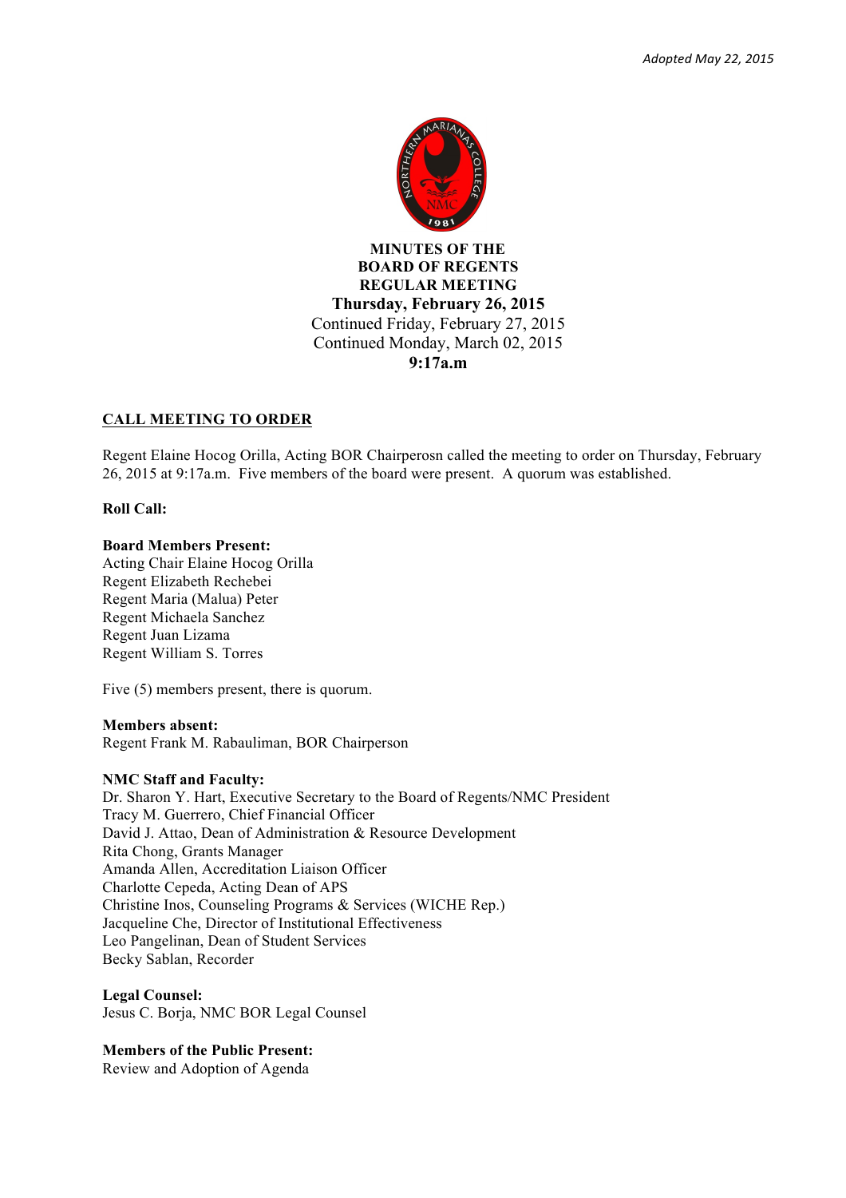*Adopted May 22, 2015*

**MINUTES OF THE**
**BOARD OF REGENTS**
**REGULAR MEETING**
**Thursday, February 26, 2015**
Continued Friday, February 27, 2015
Continued Monday, March 02, 2015
**9:17a.m**

## CALL MEETING TO ORDER

Regent Elaine Hocog Orilla, Acting BOR Chairperosn called the meeting to order on Thursday, February 26, 2015 at 9:17a.m. Five members of the board were present. A quorum was established.

**Roll Call:**

**Board Members Present:**
Acting Chair Elaine Hocog Orilla
Regent Elizabeth Rechebei
Regent Maria (Malua) Peter
Regent Michaela Sanchez
Regent Juan Lizama
Regent William S. Torres

Five (5) members present, there is quorum.

**Members absent:**
Regent Frank M. Rabauliman, BOR Chairperson

**NMC Staff and Faculty:**
Dr. Sharon Y. Hart, Executive Secretary to the Board of Regents/NMC President
Tracy M. Guerrero, Chief Financial Officer
David J. Attao, Dean of Administration & Resource Development
Rita Chong, Grants Manager
Amanda Allen, Accreditation Liaison Officer
Charlotte Cepeda, Acting Dean of APS
Christine Inos, Counseling Programs & Services (WICHE Rep.)
Jacqueline Che, Director of Institutional Effectiveness
Leo Pangelinan, Dean of Student Services
Becky Sablan, Recorder

**Legal Counsel:**
Jesus C. Borja, NMC BOR Legal Counsel

**Members of the Public Present:**
Review and Adoption of Agenda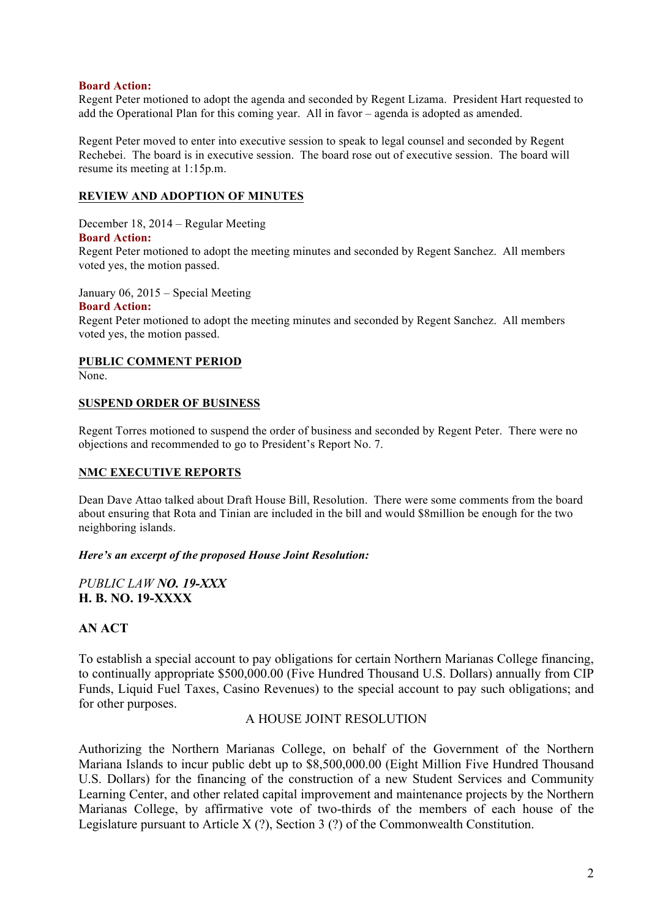**Board Action:**
Regent Peter motioned to adopt the agenda and seconded by Regent Lizama. President Hart requested to add the Operational Plan for this coming year. All in favor – agenda is adopted as amended.

Regent Peter moved to enter into executive session to speak to legal counsel and seconded by Regent Rechebei. The board is in executive session. The board rose out of executive session. The board will resume its meeting at 1:15p.m.

**REVIEW AND ADOPTION OF MINUTES**

December 18, 2014 – Regular Meeting
**Board Action:**
Regent Peter motioned to adopt the meeting minutes and seconded by Regent Sanchez. All members voted yes, the motion passed.

January 06, 2015 – Special Meeting
**Board Action:**
Regent Peter motioned to adopt the meeting minutes and seconded by Regent Sanchez. All members voted yes, the motion passed.

**PUBLIC COMMENT PERIOD**
None.

**SUSPEND ORDER OF BUSINESS**

Regent Torres motioned to suspend the order of business and seconded by Regent Peter. There were no objections and recommended to go to President's Report No. 7.

**NMC EXECUTIVE REPORTS**

Dean Dave Attao talked about Draft House Bill, Resolution. There were some comments from the board about ensuring that Rota and Tinian are included in the bill and would $8million be enough for the two neighboring islands.

***Here's an excerpt of the proposed House Joint Resolution:***

*PUBLIC LAW* ***NO. 19-XXX***
**H. B. NO. 19-XXXX**

**AN ACT**

To establish a special account to pay obligations for certain Northern Marianas College financing, to continually appropriate $500,000.00 (Five Hundred Thousand U.S. Dollars) annually from CIP Funds, Liquid Fuel Taxes, Casino Revenues) to the special account to pay such obligations; and for other purposes.

A HOUSE JOINT RESOLUTION

Authorizing the Northern Marianas College, on behalf of the Government of the Northern Mariana Islands to incur public debt up to $8,500,000.00 (Eight Million Five Hundred Thousand U.S. Dollars) for the financing of the construction of a new Student Services and Community Learning Center, and other related capital improvement and maintenance projects by the Northern Marianas College, by affirmative vote of two-thirds of the members of each house of the Legislature pursuant to Article X (?), Section 3 (?) of the Commonwealth Constitution.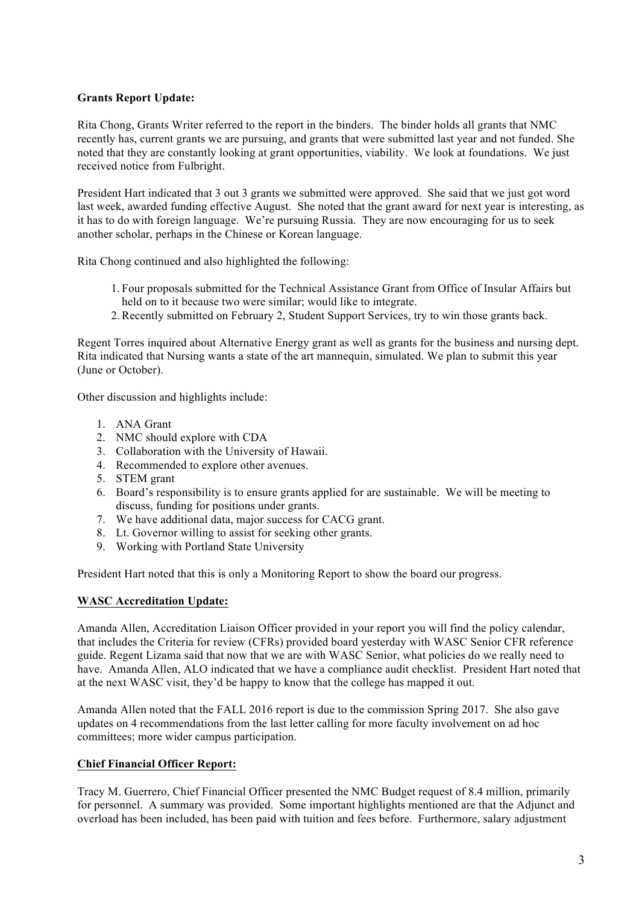**Grants Report Update:**

Rita Chong, Grants Writer referred to the report in the binders. The binder holds all grants that NMC recently has, current grants we are pursuing, and grants that were submitted last year and not funded. She noted that they are constantly looking at grant opportunities, viability. We look at foundations. We just received notice from Fulbright.

President Hart indicated that 3 out 3 grants we submitted were approved. She said that we just got word last week, awarded funding effective August. She noted that the grant award for next year is interesting, as it has to do with foreign language. We're pursuing Russia. They are now encouraging for us to seek another scholar, perhaps in the Chinese or Korean language.

Rita Chong continued and also highlighted the following:

1. Four proposals submitted for the Technical Assistance Grant from Office of Insular Affairs but held on to it because two were similar; would like to integrate.
2. Recently submitted on February 2, Student Support Services, try to win those grants back.

Regent Torres inquired about Alternative Energy grant as well as grants for the business and nursing dept. Rita indicated that Nursing wants a state of the art mannequin, simulated. We plan to submit this year (June or October).

Other discussion and highlights include:

1. ANA Grant
2. NMC should explore with CDA
3. Collaboration with the University of Hawaii.
4. Recommended to explore other avenues.
5. STEM grant
6. Board's responsibility is to ensure grants applied for are sustainable. We will be meeting to discuss, funding for positions under grants.
7. We have additional data, major success for CACG grant.
8. Lt. Governor willing to assist for seeking other grants.
9. Working with Portland State University

President Hart noted that this is only a Monitoring Report to show the board our progress.

**WASC Accreditation Update:**

Amanda Allen, Accreditation Liaison Officer provided in your report you will find the policy calendar, that includes the Criteria for review (CFRs) provided board yesterday with WASC Senior CFR reference guide. Regent Lizama said that now that we are with WASC Senior, what policies do we really need to have. Amanda Allen, ALO indicated that we have a compliance audit checklist. President Hart noted that at the next WASC visit, they'd be happy to know that the college has mapped it out.

Amanda Allen noted that the FALL 2016 report is due to the commission Spring 2017. She also gave updates on 4 recommendations from the last letter calling for more faculty involvement on ad hoc committees; more wider campus participation.

**Chief Financial Officer Report:**

Tracy M. Guerrero, Chief Financial Officer presented the NMC Budget request of 8.4 million, primarily for personnel. A summary was provided. Some important highlights mentioned are that the Adjunct and overload has been included, has been paid with tuition and fees before. Furthermore, salary adjustment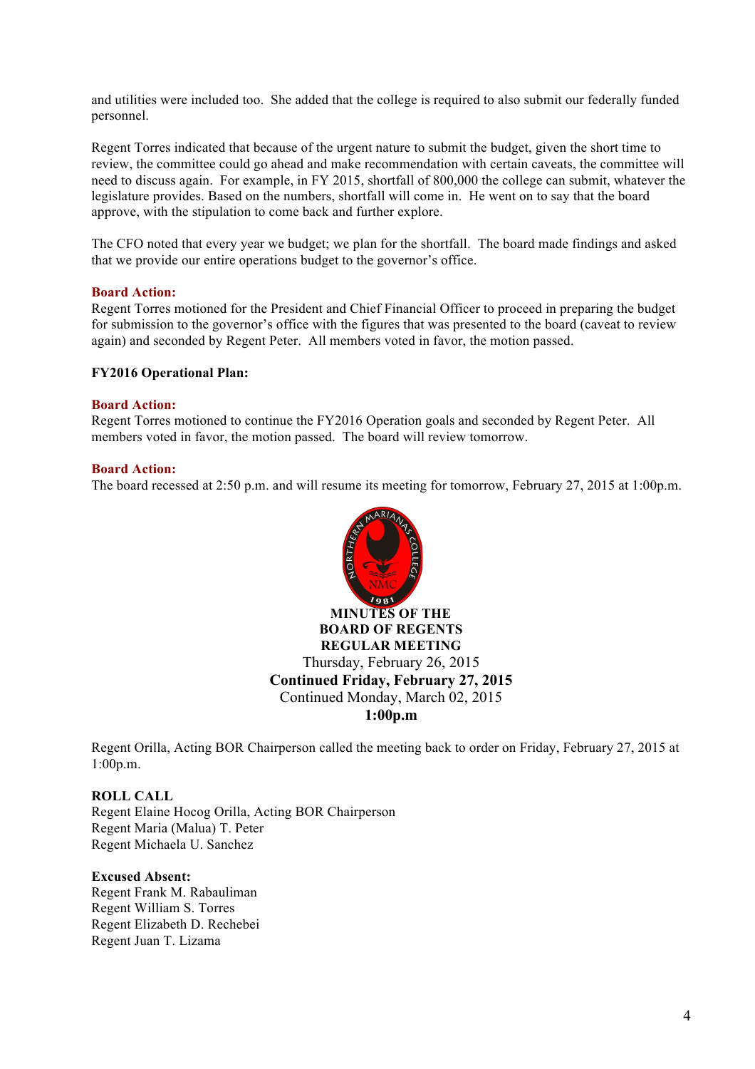and utilities were included too. She added that the college is required to also submit our federally funded personnel.

Regent Torres indicated that because of the urgent nature to submit the budget, given the short time to review, the committee could go ahead and make recommendation with certain caveats, the committee will need to discuss again. For example, in FY 2015, shortfall of 800,000 the college can submit, whatever the legislature provides. Based on the numbers, shortfall will come in. He went on to say that the board approve, with the stipulation to come back and further explore.

The CFO noted that every year we budget; we plan for the shortfall. The board made findings and asked that we provide our entire operations budget to the governor's office.

**Board Action:**
Regent Torres motioned for the President and Chief Financial Officer to proceed in preparing the budget for submission to the governor's office with the figures that was presented to the board (caveat to review again) and seconded by Regent Peter. All members voted in favor, the motion passed.

**FY2016 Operational Plan:**

**Board Action:**
Regent Torres motioned to continue the FY2016 Operation goals and seconded by Regent Peter. All members voted in favor, the motion passed. The board will review tomorrow.

**Board Action:**
The board recessed at 2:50 p.m. and will resume its meeting for tomorrow, February 27, 2015 at 1:00p.m.

**MINUTES OF THE**
**BOARD OF REGENTS**
**REGULAR MEETING**
Thursday, February 26, 2015
**Continued Friday, February 27, 2015**
Continued Monday, March 02, 2015
**1:00p.m**

Regent Orilla, Acting BOR Chairperson called the meeting back to order on Friday, February 27, 2015 at 1:00p.m.

**ROLL CALL**
Regent Elaine Hocog Orilla, Acting BOR Chairperson
Regent Maria (Malua) T. Peter
Regent Michaela U. Sanchez

**Excused Absent:**
Regent Frank M. Rabauliman
Regent William S. Torres
Regent Elizabeth D. Rechebei
Regent Juan T. Lizama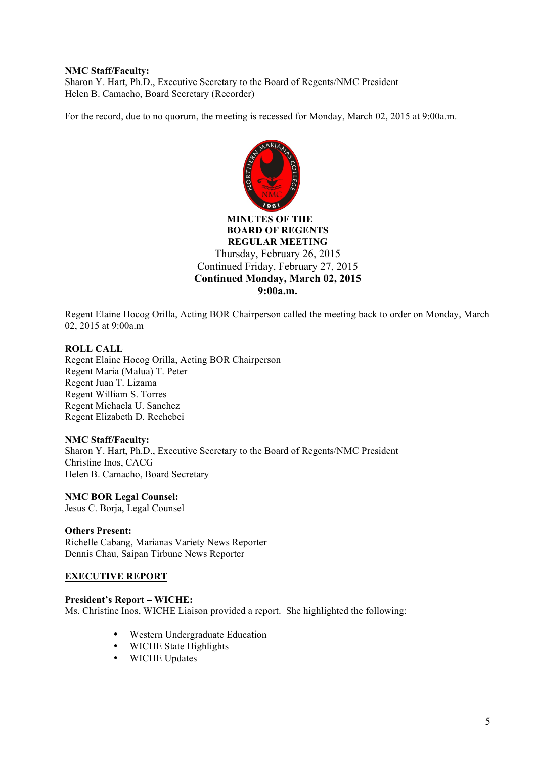**NMC Staff/Faculty:**
Sharon Y. Hart, Ph.D., Executive Secretary to the Board of Regents/NMC President
Helen B. Camacho, Board Secretary (Recorder)

For the record, due to no quorum, the meeting is recessed for Monday, March 02, 2015 at 9:00a.m.

**MINUTES OF THE**
**BOARD OF REGENTS**
**REGULAR MEETING**
Thursday, February 26, 2015
Continued Friday, February 27, 2015
**Continued Monday, March 02, 2015**
**9:00a.m.**

Regent Elaine Hocog Orilla, Acting BOR Chairperson called the meeting back to order on Monday, March 02, 2015 at 9:00a.m

**ROLL CALL**
Regent Elaine Hocog Orilla, Acting BOR Chairperson
Regent Maria (Malua) T. Peter
Regent Juan T. Lizama
Regent William S. Torres
Regent Michaela U. Sanchez
Regent Elizabeth D. Rechebei

**NMC Staff/Faculty:**
Sharon Y. Hart, Ph.D., Executive Secretary to the Board of Regents/NMC President
Christine Inos, CACG
Helen B. Camacho, Board Secretary

**NMC BOR Legal Counsel:**
Jesus C. Borja, Legal Counsel

**Others Present:**
Richelle Cabang, Marianas Variety News Reporter
Dennis Chau, Saipan Tirbune News Reporter

**EXECUTIVE REPORT**

**President's Report – WICHE:**
Ms. Christine Inos, WICHE Liaison provided a report. She highlighted the following:

- Western Undergraduate Education
- WICHE State Highlights
- WICHE Updates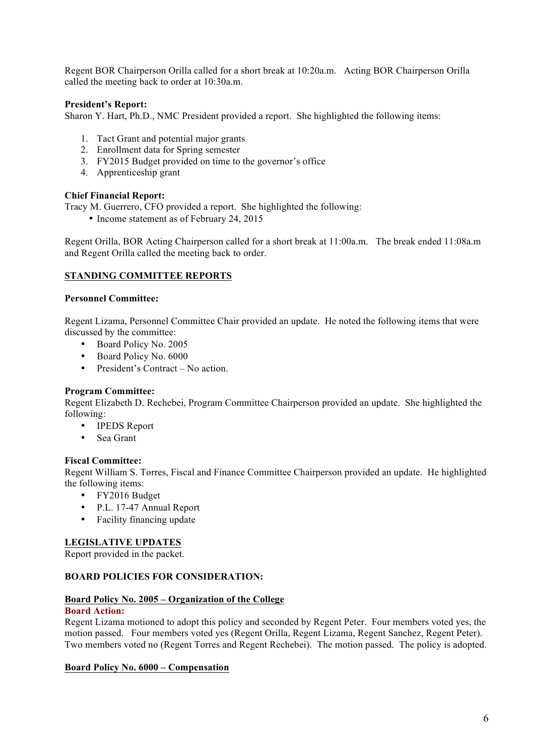Regent BOR Chairperson Orilla called for a short break at 10:20a.m.   Acting BOR Chairperson Orilla called the meeting back to order at 10:30a.m.

**President's Report:**
Sharon Y. Hart, Ph.D., NMC President provided a report.  She highlighted the following items:

1. Tact Grant and potential major grants
2. Enrollment data for Spring semester
3. FY2015 Budget provided on time to the governor's office
4. Apprenticeship grant

**Chief Financial Report:**
Tracy M. Guerrero, CFO provided a report.  She highlighted the following:

- Income statement as of February 24, 2015

Regent Orilla, BOR Acting Chairperson called for a short break at 11:00a.m.   The break ended 11:08a.m and Regent Orilla called the meeting back to order.

## STANDING COMMITTEE REPORTS

**Personnel Committee:**

Regent Lizama, Personnel Committee Chair provided an update.  He noted the following items that were discussed by the committee:

- Board Policy No. 2005
- Board Policy No. 6000
- President's Contract – No action.

**Program Committee:**
Regent Elizabeth D. Rechebei, Program Committee Chairperson provided an update.  She highlighted the following:

- IPEDS Report
- Sea Grant

**Fiscal Committee:**
Regent William S. Torres, Fiscal and Finance Committee Chairperson provided an update.  He highlighted the following items:

- FY2016 Budget
- P.L. 17-47 Annual Report
- Facility financing update

## LEGISLATIVE UPDATES

Report provided in the packet.

## BOARD POLICIES FOR CONSIDERATION:

**Board Policy No. 2005 – Organization of the College**

**Board Action:**
Regent Lizama motioned to adopt this policy and seconded by Regent Peter.  Four members voted yes, the motion passed.   Four members voted yes (Regent Orilla, Regent Lizama, Regent Sanchez, Regent Peter). Two members voted no (Regent Torres and Regent Rechebei).  The motion passed.  The policy is adopted.

**Board Policy No. 6000 – Compensation**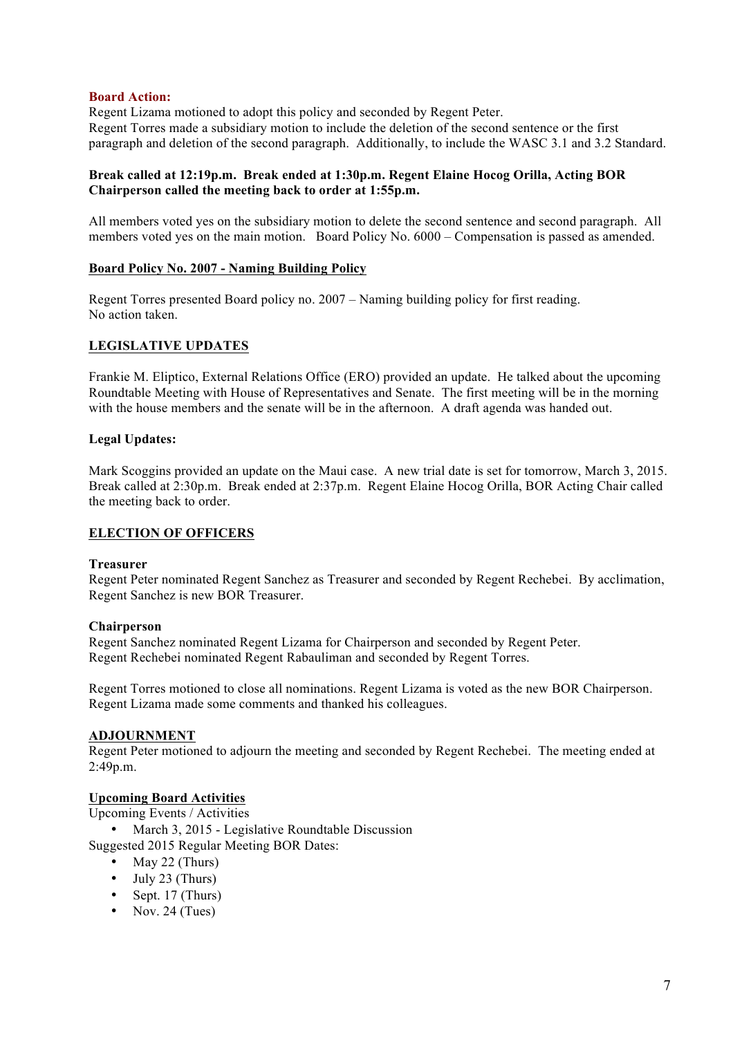**Board Action:**
Regent Lizama motioned to adopt this policy and seconded by Regent Peter.
Regent Torres made a subsidiary motion to include the deletion of the second sentence or the first paragraph and deletion of the second paragraph. Additionally, to include the WASC 3.1 and 3.2 Standard.

**Break called at 12:19p.m. Break ended at 1:30p.m. Regent Elaine Hocog Orilla, Acting BOR Chairperson called the meeting back to order at 1:55p.m.**

All members voted yes on the subsidiary motion to delete the second sentence and second paragraph. All members voted yes on the main motion. Board Policy No. 6000 – Compensation is passed as amended.

**Board Policy No. 2007 - Naming Building Policy**

Regent Torres presented Board policy no. 2007 – Naming building policy for first reading.
No action taken.

**LEGISLATIVE UPDATES**

Frankie M. Eliptico, External Relations Office (ERO) provided an update. He talked about the upcoming Roundtable Meeting with House of Representatives and Senate. The first meeting will be in the morning with the house members and the senate will be in the afternoon. A draft agenda was handed out.

**Legal Updates:**

Mark Scoggins provided an update on the Maui case. A new trial date is set for tomorrow, March 3, 2015. Break called at 2:30p.m. Break ended at 2:37p.m. Regent Elaine Hocog Orilla, BOR Acting Chair called the meeting back to order.

**ELECTION OF OFFICERS**

**Treasurer**
Regent Peter nominated Regent Sanchez as Treasurer and seconded by Regent Rechebei. By acclimation, Regent Sanchez is new BOR Treasurer.

**Chairperson**
Regent Sanchez nominated Regent Lizama for Chairperson and seconded by Regent Peter.
Regent Rechebei nominated Regent Rabauliman and seconded by Regent Torres.

Regent Torres motioned to close all nominations. Regent Lizama is voted as the new BOR Chairperson. Regent Lizama made some comments and thanked his colleagues.

**ADJOURNMENT**
Regent Peter motioned to adjourn the meeting and seconded by Regent Rechebei. The meeting ended at 2:49p.m.

**Upcoming Board Activities**
Upcoming Events / Activities

- March 3, 2015 - Legislative Roundtable Discussion

Suggested 2015 Regular Meeting BOR Dates:

- May 22 (Thurs)
- July 23 (Thurs)
- Sept. 17 (Thurs)
- Nov. 24 (Tues)